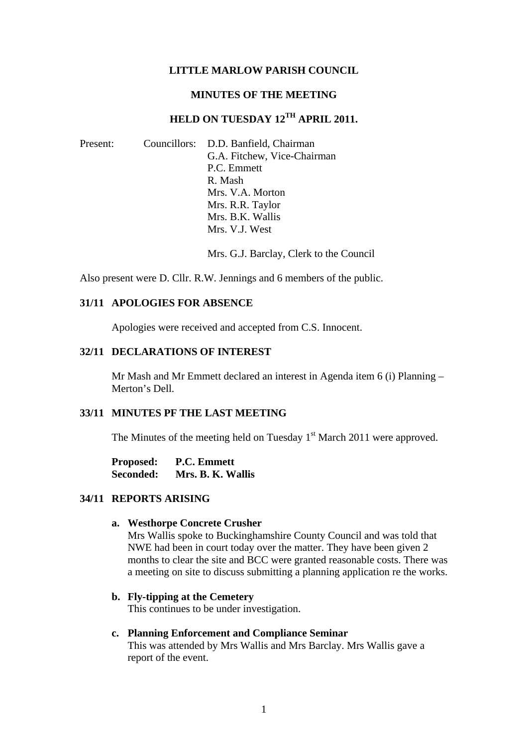# LITTLE MARLOW PARISH COUNCIL

## MINUTES OF THE MEETING

## HELD ON TUESDAY 12TH APRIL 2011.

Present: Councillors: D.D. Banfield, Chairman
G.A. Fitchew, Vice-Chairman
P.C. Emmett
R. Mash
Mrs. V.A. Morton
Mrs. R.R. Taylor
Mrs. B.K. Wallis
Mrs. V.J. West

Mrs. G.J. Barclay, Clerk to the Council

Also present were D. Cllr. R.W. Jennings and 6 members of the public.

### 31/11 APOLOGIES FOR ABSENCE

Apologies were received and accepted from C.S. Innocent.

### 32/11 DECLARATIONS OF INTEREST

Mr Mash and Mr Emmett declared an interest in Agenda item 6 (i) Planning – Merton's Dell.

### 33/11 MINUTES PF THE LAST MEETING

The Minutes of the meeting held on Tuesday 1st March 2011 were approved.

**Proposed: P.C. Emmett**
**Seconded: Mrs. B. K. Wallis**

### 34/11 REPORTS ARISING

**a. Westhorpe Concrete Crusher**
Mrs Wallis spoke to Buckinghamshire County Council and was told that NWE had been in court today over the matter. They have been given 2 months to clear the site and BCC were granted reasonable costs. There was a meeting on site to discuss submitting a planning application re the works.

**b. Fly-tipping at the Cemetery**
This continues to be under investigation.

**c. Planning Enforcement and Compliance Seminar**
This was attended by Mrs Wallis and Mrs Barclay. Mrs Wallis gave a report of the event.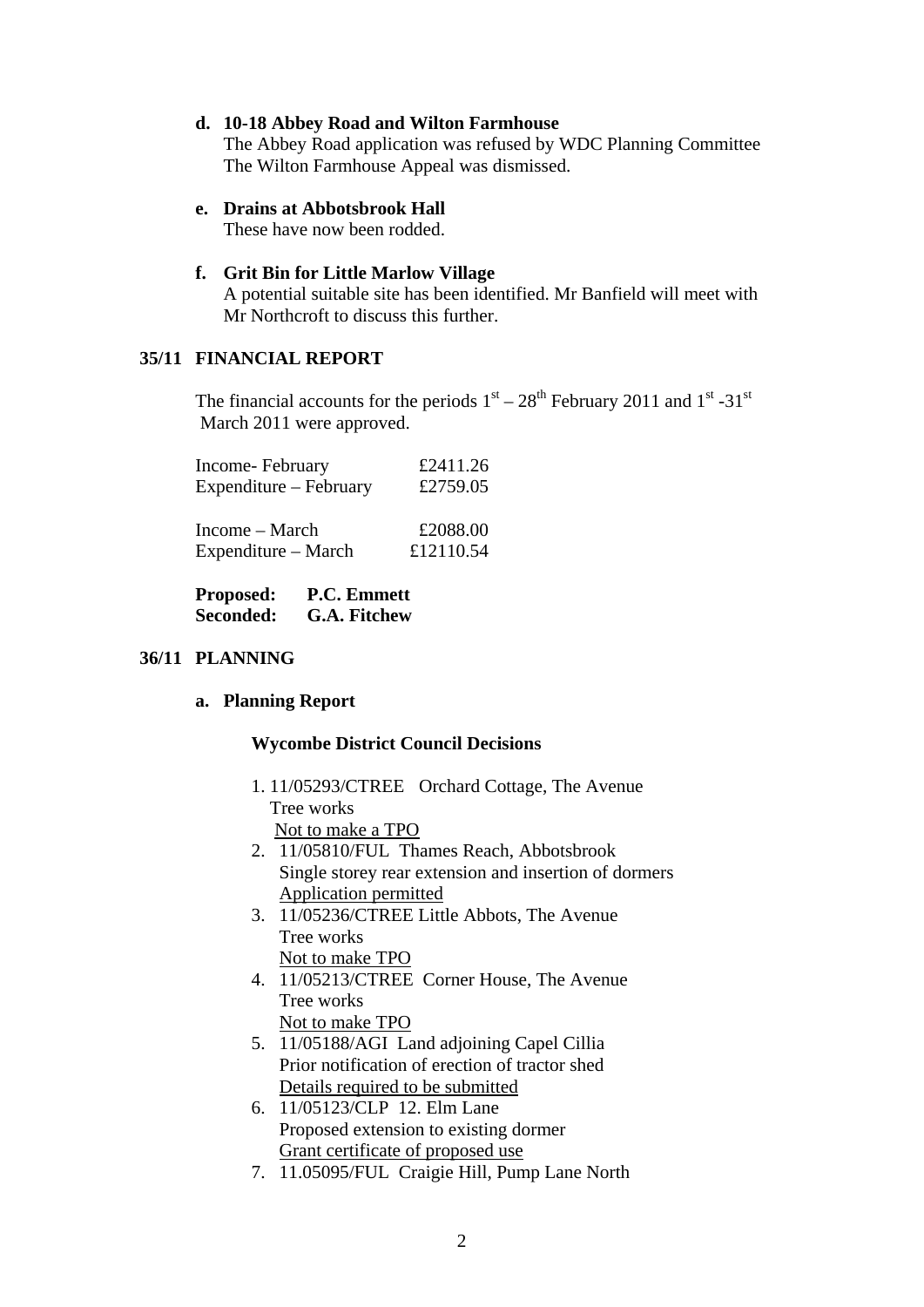**d. 10-18 Abbey Road and Wilton Farmhouse**
The Abbey Road application was refused by WDC Planning Committee
The Wilton Farmhouse Appeal was dismissed.

**e. Drains at Abbotsbrook Hall**
These have now been rodded.

**f. Grit Bin for Little Marlow Village**
A potential suitable site has been identified. Mr Banfield will meet with Mr Northcroft to discuss this further.

## 35/11 FINANCIAL REPORT

The financial accounts for the periods 1st – 28th February 2011 and 1st -31st March 2011 were approved.

| | |
|---|---|
| Income- February | £2411.26 |
| Expenditure – February | £2759.05 |
| Income – March | £2088.00 |
| Expenditure – March | £12110.54 |

**Proposed: P.C. Emmett**
**Seconded: G.A. Fitchew**

## 36/11 PLANNING

**a. Planning Report**

**Wycombe District Council Decisions**

1. 11/05293/CTREE Orchard Cottage, The Avenue
   Tree works
   Not to make a TPO
2. 11/05810/FUL Thames Reach, Abbotsbrook
   Single storey rear extension and insertion of dormers
   Application permitted
3. 11/05236/CTREE Little Abbots, The Avenue
   Tree works
   Not to make TPO
4. 11/05213/CTREE Corner House, The Avenue
   Tree works
   Not to make TPO
5. 11/05188/AGI Land adjoining Capel Cillia
   Prior notification of erection of tractor shed
   Details required to be submitted
6. 11/05123/CLP 12. Elm Lane
   Proposed extension to existing dormer
   Grant certificate of proposed use
7. 11.05095/FUL Craigie Hill, Pump Lane North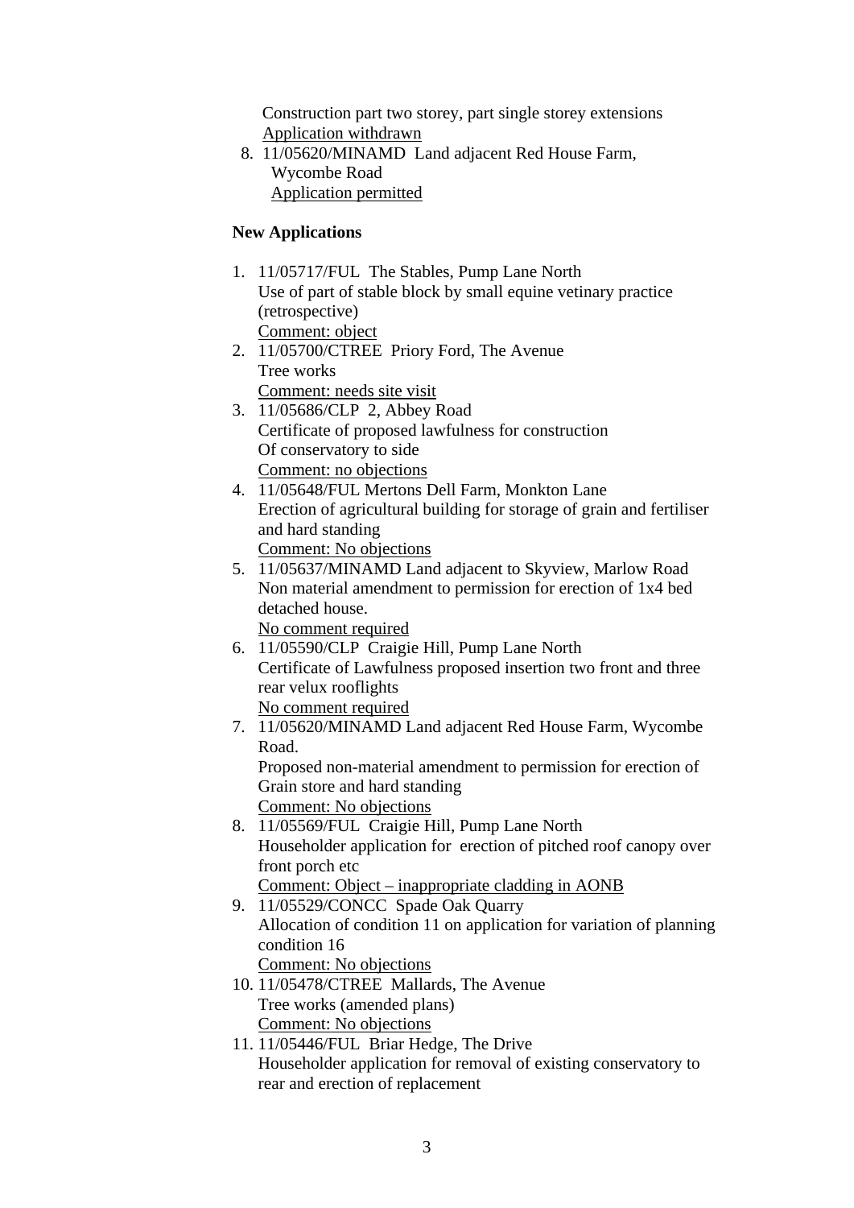Construction part two storey, part single storey extensions
Application withdrawn

8. 11/05620/MINAMD Land adjacent Red House Farm, Wycombe Road
   Application permitted

**New Applications**

1. 11/05717/FUL The Stables, Pump Lane North
   Use of part of stable block by small equine vetinary practice (retrospective)
   Comment: object
2. 11/05700/CTREE Priory Ford, The Avenue
   Tree works
   Comment: needs site visit
3. 11/05686/CLP 2, Abbey Road
   Certificate of proposed lawfulness for construction
   Of conservatory to side
   Comment: no objections
4. 11/05648/FUL Mertons Dell Farm, Monkton Lane
   Erection of agricultural building for storage of grain and fertiliser and hard standing
   Comment: No objections
5. 11/05637/MINAMD Land adjacent to Skyview, Marlow Road
   Non material amendment to permission for erection of 1x4 bed detached house.
   No comment required
6. 11/05590/CLP Craigie Hill, Pump Lane North
   Certificate of Lawfulness proposed insertion two front and three rear velux rooflights
   No comment required
7. 11/05620/MINAMD Land adjacent Red House Farm, Wycombe Road.
   Proposed non-material amendment to permission for erection of Grain store and hard standing
   Comment: No objections
8. 11/05569/FUL Craigie Hill, Pump Lane North
   Householder application for erection of pitched roof canopy over front porch etc
   Comment: Object – inappropriate cladding in AONB
9. 11/05529/CONCC Spade Oak Quarry
   Allocation of condition 11 on application for variation of planning condition 16
   Comment: No objections
10. 11/05478/CTREE Mallards, The Avenue
    Tree works (amended plans)
    Comment: No objections
11. 11/05446/FUL Briar Hedge, The Drive
    Householder application for removal of existing conservatory to rear and erection of replacement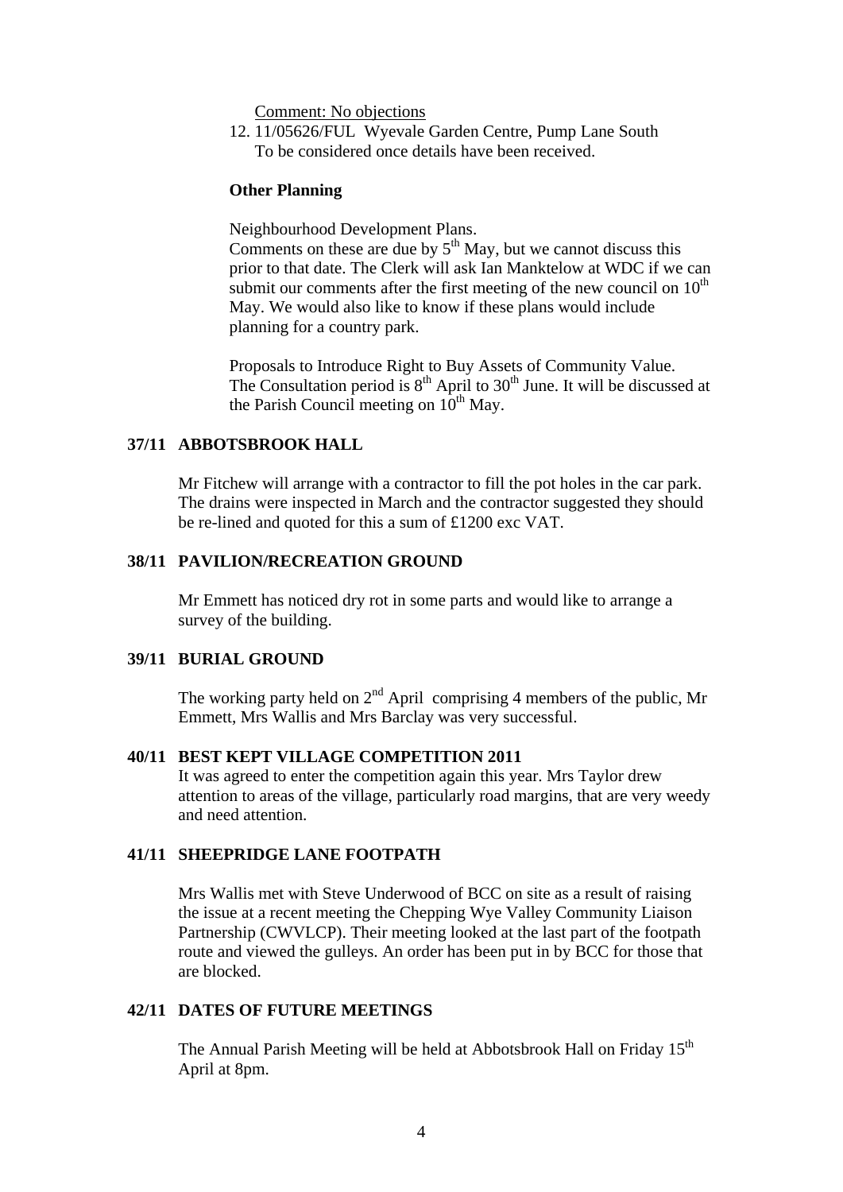<u>Comment: No objections</u>

12. 11/05626/FUL Wyevale Garden Centre, Pump Lane South
    To be considered once details have been received.

**Other Planning**

Neighbourhood Development Plans.
Comments on these are due by 5th May, but we cannot discuss this prior to that date. The Clerk will ask Ian Manktelow at WDC if we can submit our comments after the first meeting of the new council on 10th May. We would also like to know if these plans would include planning for a country park.

Proposals to Introduce Right to Buy Assets of Community Value.
The Consultation period is 8th April to 30th June. It will be discussed at the Parish Council meeting on 10th May.

**37/11 ABBOTSBROOK HALL**

Mr Fitchew will arrange with a contractor to fill the pot holes in the car park. The drains were inspected in March and the contractor suggested they should be re-lined and quoted for this a sum of £1200 exc VAT.

**38/11 PAVILION/RECREATION GROUND**

Mr Emmett has noticed dry rot in some parts and would like to arrange a survey of the building.

**39/11 BURIAL GROUND**

The working party held on 2nd April comprising 4 members of the public, Mr Emmett, Mrs Wallis and Mrs Barclay was very successful.

**40/11 BEST KEPT VILLAGE COMPETITION 2011**

It was agreed to enter the competition again this year. Mrs Taylor drew attention to areas of the village, particularly road margins, that are very weedy and need attention.

**41/11 SHEEPRIDGE LANE FOOTPATH**

Mrs Wallis met with Steve Underwood of BCC on site as a result of raising the issue at a recent meeting the Chepping Wye Valley Community Liaison Partnership (CWVLCP). Their meeting looked at the last part of the footpath route and viewed the gulleys. An order has been put in by BCC for those that are blocked.

**42/11 DATES OF FUTURE MEETINGS**

The Annual Parish Meeting will be held at Abbotsbrook Hall on Friday 15th April at 8pm.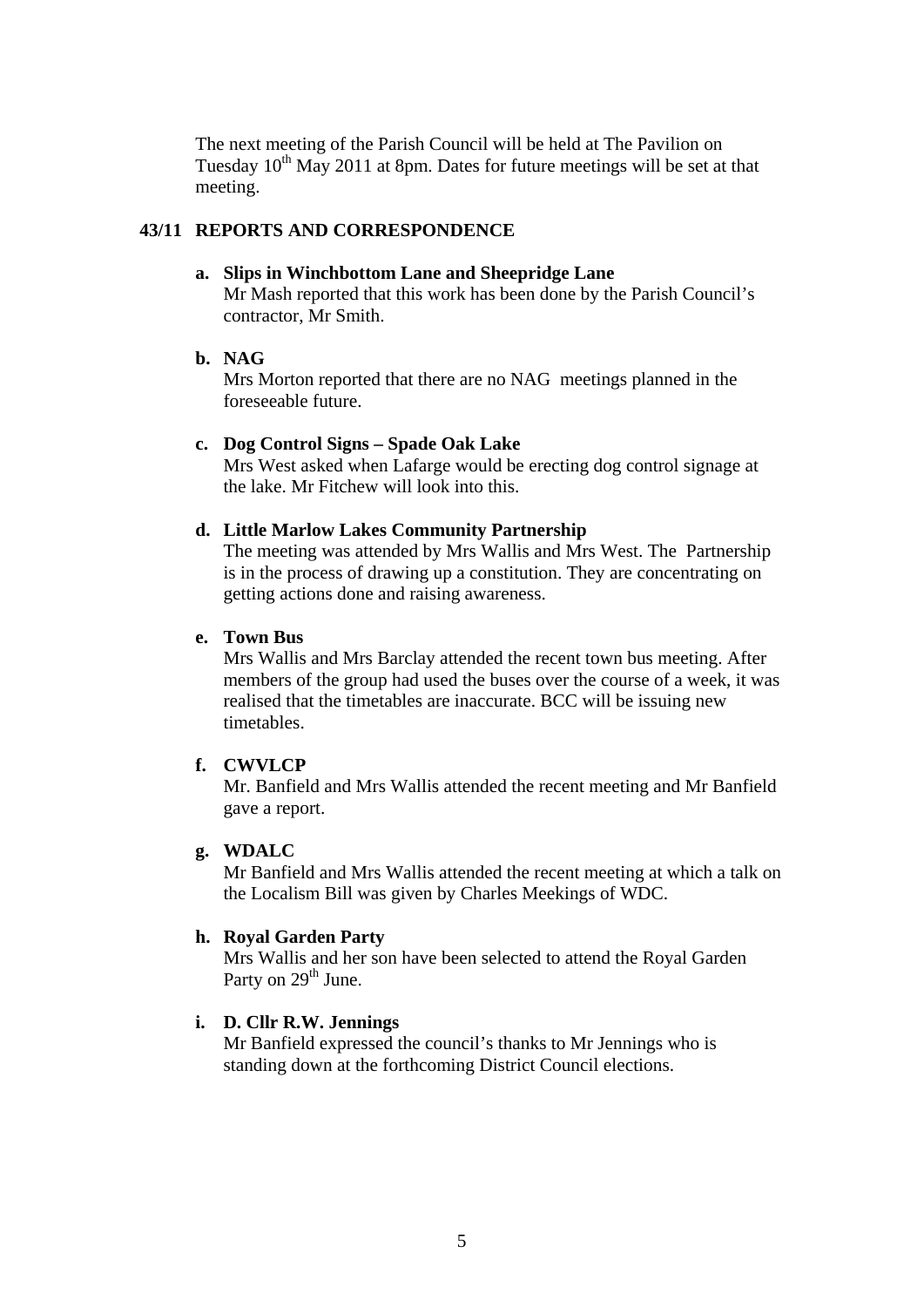The next meeting of the Parish Council will be held at The Pavilion on Tuesday 10th May 2011 at 8pm. Dates for future meetings will be set at that meeting.

## 43/11 REPORTS AND CORRESPONDENCE

**a. Slips in Winchbottom Lane and Sheepridge Lane**
Mr Mash reported that this work has been done by the Parish Council's contractor, Mr Smith.

**b. NAG**
Mrs Morton reported that there are no NAG meetings planned in the foreseeable future.

**c. Dog Control Signs – Spade Oak Lake**
Mrs West asked when Lafarge would be erecting dog control signage at the lake. Mr Fitchew will look into this.

**d. Little Marlow Lakes Community Partnership**
The meeting was attended by Mrs Wallis and Mrs West. The Partnership is in the process of drawing up a constitution. They are concentrating on getting actions done and raising awareness.

**e. Town Bus**
Mrs Wallis and Mrs Barclay attended the recent town bus meeting. After members of the group had used the buses over the course of a week, it was realised that the timetables are inaccurate. BCC will be issuing new timetables.

**f. CWVLCP**
Mr. Banfield and Mrs Wallis attended the recent meeting and Mr Banfield gave a report.

**g. WDALC**
Mr Banfield and Mrs Wallis attended the recent meeting at which a talk on the Localism Bill was given by Charles Meekings of WDC.

**h. Royal Garden Party**
Mrs Wallis and her son have been selected to attend the Royal Garden Party on 29th June.

**i. D. Cllr R.W. Jennings**
Mr Banfield expressed the council's thanks to Mr Jennings who is standing down at the forthcoming District Council elections.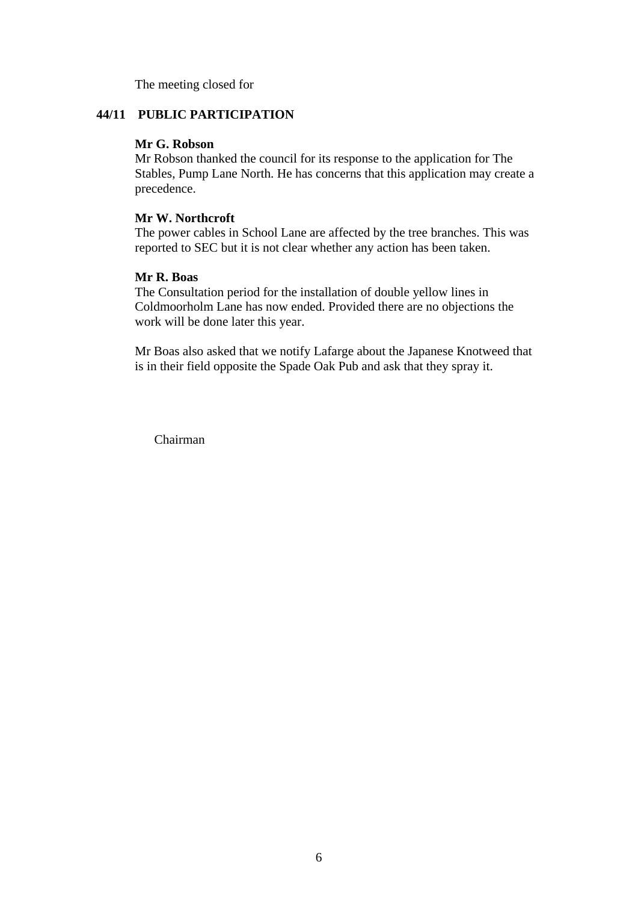The meeting closed for

**44/11 PUBLIC PARTICIPATION**

**Mr G. Robson**
Mr Robson thanked the council for its response to the application for The Stables, Pump Lane North. He has concerns that this application may create a precedence.

**Mr W. Northcroft**
The power cables in School Lane are affected by the tree branches. This was reported to SEC but it is not clear whether any action has been taken.

**Mr R. Boas**
The Consultation period for the installation of double yellow lines in Coldmoorholm Lane has now ended. Provided there are no objections the work will be done later this year.

Mr Boas also asked that we notify Lafarge about the Japanese Knotweed that is in their field opposite the Spade Oak Pub and ask that they spray it.

Chairman